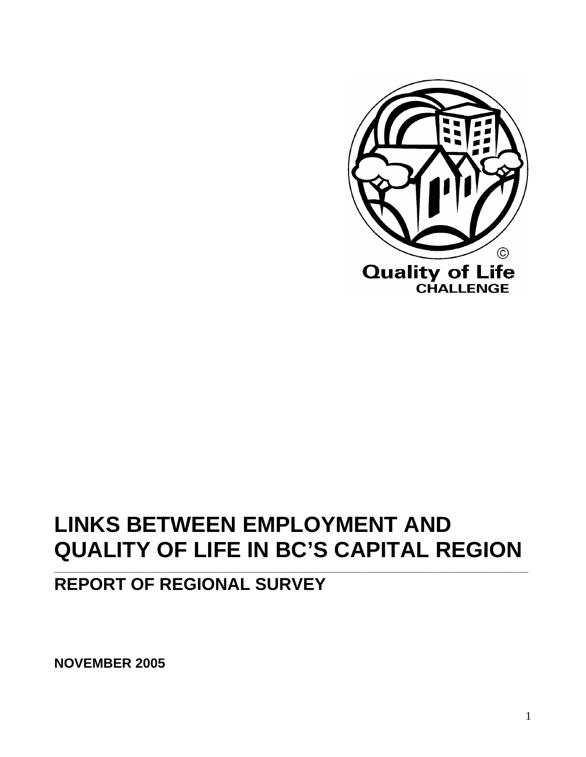Quality of Life
CHALLENGE

# LINKS BETWEEN EMPLOYMENT AND QUALITY OF LIFE IN BC'S CAPITAL REGION

## REPORT OF REGIONAL SURVEY

**NOVEMBER 2005**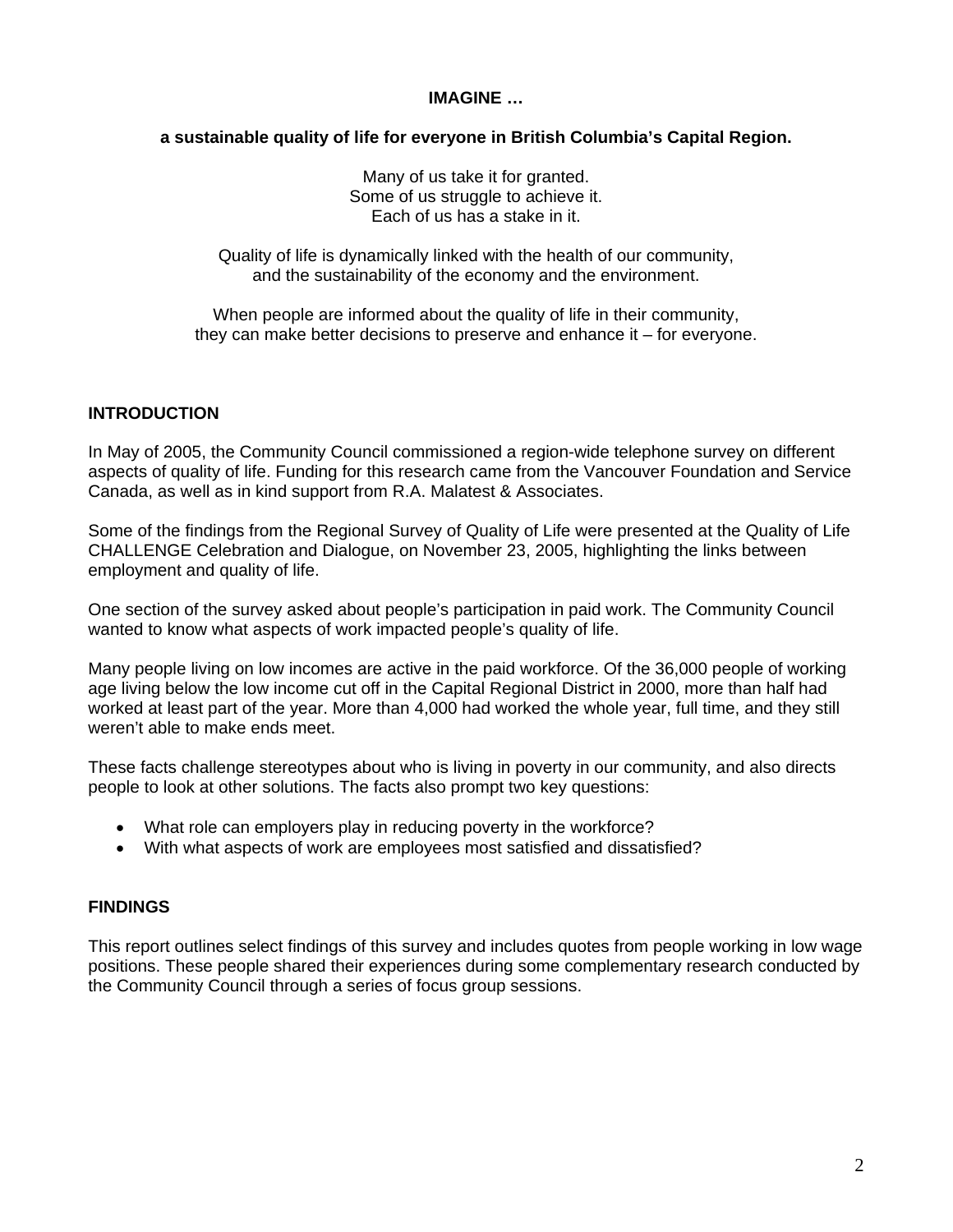**IMAGINE …**

**a sustainable quality of life for everyone in British Columbia's Capital Region.**

Many of us take it for granted.
Some of us struggle to achieve it.
Each of us has a stake in it.

Quality of life is dynamically linked with the health of our community,
and the sustainability of the economy and the environment.

When people are informed about the quality of life in their community,
they can make better decisions to preserve and enhance it – for everyone.

## INTRODUCTION

In May of 2005, the Community Council commissioned a region-wide telephone survey on different aspects of quality of life. Funding for this research came from the Vancouver Foundation and Service Canada, as well as in kind support from R.A. Malatest & Associates.

Some of the findings from the Regional Survey of Quality of Life were presented at the Quality of Life CHALLENGE Celebration and Dialogue, on November 23, 2005, highlighting the links between employment and quality of life.

One section of the survey asked about people's participation in paid work. The Community Council wanted to know what aspects of work impacted people's quality of life.

Many people living on low incomes are active in the paid workforce. Of the 36,000 people of working age living below the low income cut off in the Capital Regional District in 2000, more than half had worked at least part of the year. More than 4,000 had worked the whole year, full time, and they still weren't able to make ends meet.

These facts challenge stereotypes about who is living in poverty in our community, and also directs people to look at other solutions. The facts also prompt two key questions:

- What role can employers play in reducing poverty in the workforce?
- With what aspects of work are employees most satisfied and dissatisfied?

## FINDINGS

This report outlines select findings of this survey and includes quotes from people working in low wage positions. These people shared their experiences during some complementary research conducted by the Community Council through a series of focus group sessions.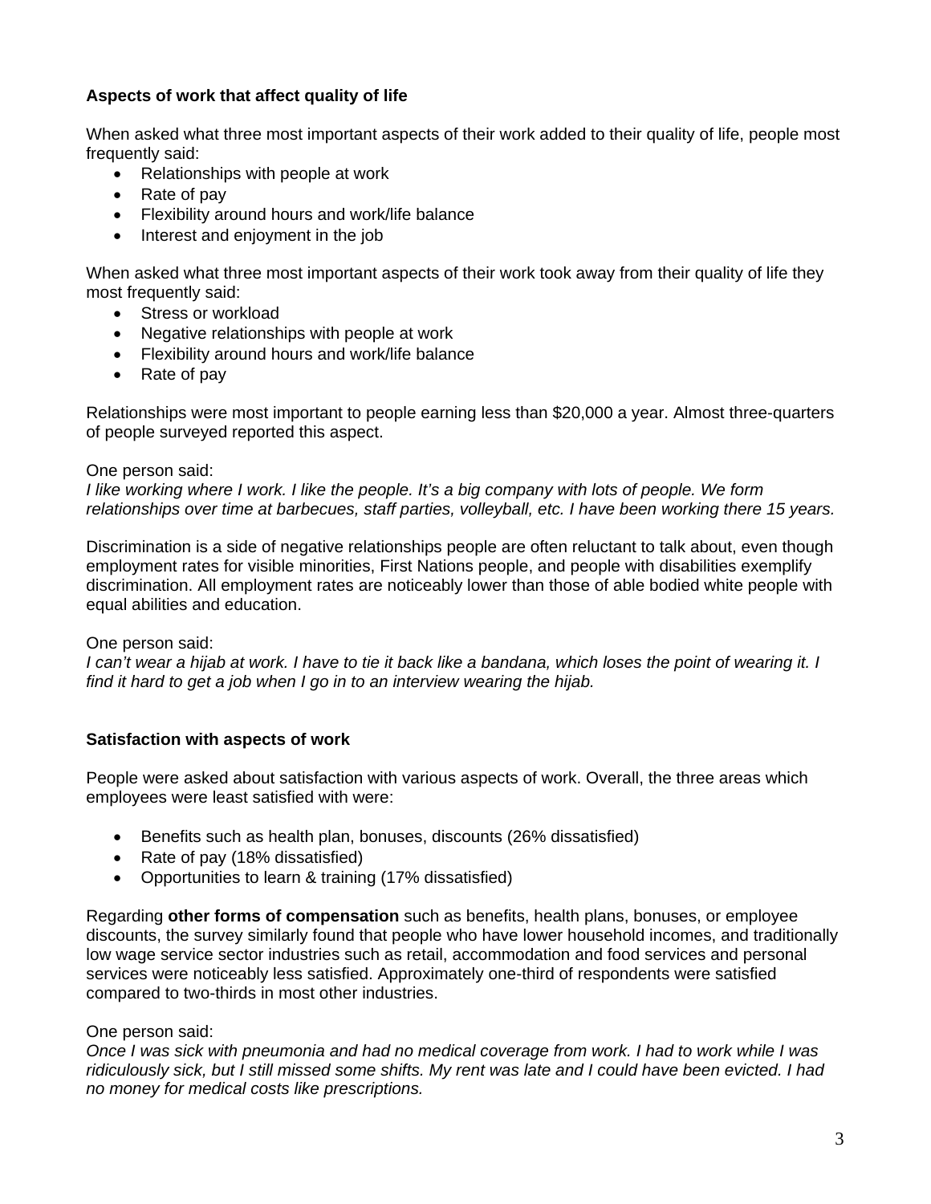**Aspects of work that affect quality of life**

When asked what three most important aspects of their work added to their quality of life, people most frequently said:

- Relationships with people at work
- Rate of pay
- Flexibility around hours and work/life balance
- Interest and enjoyment in the job

When asked what three most important aspects of their work took away from their quality of life they most frequently said:

- Stress or workload
- Negative relationships with people at work
- Flexibility around hours and work/life balance
- Rate of pay

Relationships were most important to people earning less than $20,000 a year. Almost three-quarters of people surveyed reported this aspect.

One person said:
*I like working where I work. I like the people. It's a big company with lots of people. We form relationships over time at barbecues, staff parties, volleyball, etc. I have been working there 15 years.*

Discrimination is a side of negative relationships people are often reluctant to talk about, even though employment rates for visible minorities, First Nations people, and people with disabilities exemplify discrimination. All employment rates are noticeably lower than those of able bodied white people with equal abilities and education.

One person said:
*I can't wear a hijab at work. I have to tie it back like a bandana, which loses the point of wearing it. I find it hard to get a job when I go in to an interview wearing the hijab.*

**Satisfaction with aspects of work**

People were asked about satisfaction with various aspects of work. Overall, the three areas which employees were least satisfied with were:

- Benefits such as health plan, bonuses, discounts (26% dissatisfied)
- Rate of pay (18% dissatisfied)
- Opportunities to learn & training (17% dissatisfied)

Regarding **other forms of compensation** such as benefits, health plans, bonuses, or employee discounts, the survey similarly found that people who have lower household incomes, and traditionally low wage service sector industries such as retail, accommodation and food services and personal services were noticeably less satisfied. Approximately one-third of respondents were satisfied compared to two-thirds in most other industries.

One person said:
*Once I was sick with pneumonia and had no medical coverage from work. I had to work while I was ridiculously sick, but I still missed some shifts. My rent was late and I could have been evicted. I had no money for medical costs like prescriptions.*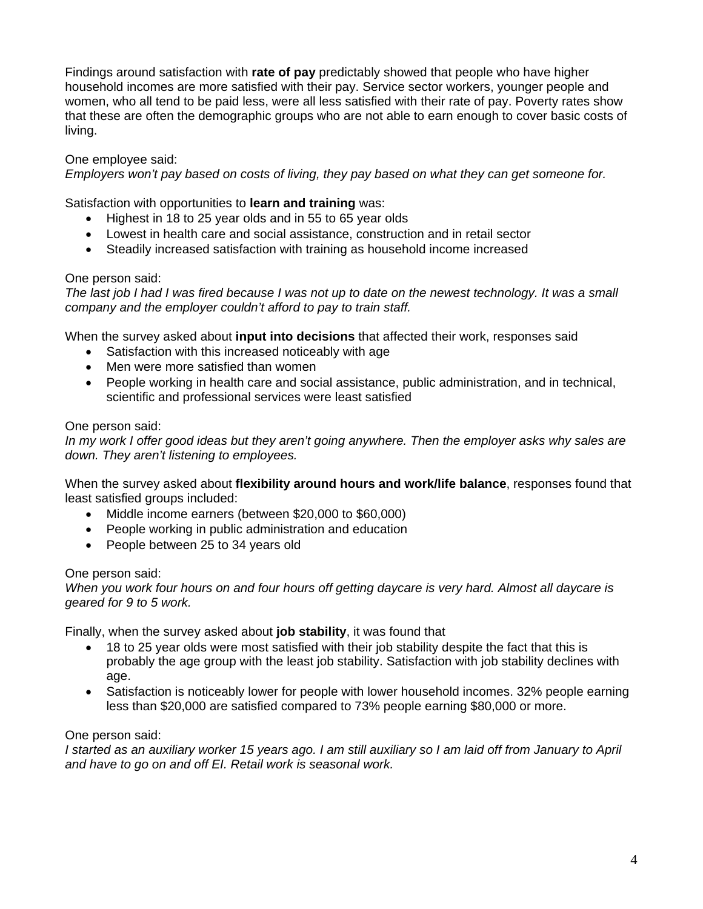Findings around satisfaction with **rate of pay** predictably showed that people who have higher household incomes are more satisfied with their pay. Service sector workers, younger people and women, who all tend to be paid less, were all less satisfied with their rate of pay. Poverty rates show that these are often the demographic groups who are not able to earn enough to cover basic costs of living.

One employee said:
*Employers won't pay based on costs of living, they pay based on what they can get someone for.*

Satisfaction with opportunities to **learn and training** was:

- Highest in 18 to 25 year olds and in 55 to 65 year olds
- Lowest in health care and social assistance, construction and in retail sector
- Steadily increased satisfaction with training as household income increased

One person said:
*The last job I had I was fired because I was not up to date on the newest technology. It was a small company and the employer couldn't afford to pay to train staff.*

When the survey asked about **input into decisions** that affected their work, responses said

- Satisfaction with this increased noticeably with age
- Men were more satisfied than women
- People working in health care and social assistance, public administration, and in technical, scientific and professional services were least satisfied

One person said:
*In my work I offer good ideas but they aren't going anywhere. Then the employer asks why sales are down. They aren't listening to employees.*

When the survey asked about **flexibility around hours and work/life balance**, responses found that least satisfied groups included:

- Middle income earners (between $20,000 to $60,000)
- People working in public administration and education
- People between 25 to 34 years old

One person said:
*When you work four hours on and four hours off getting daycare is very hard. Almost all daycare is geared for 9 to 5 work.*

Finally, when the survey asked about **job stability**, it was found that

- 18 to 25 year olds were most satisfied with their job stability despite the fact that this is probably the age group with the least job stability. Satisfaction with job stability declines with age.
- Satisfaction is noticeably lower for people with lower household incomes. 32% people earning less than $20,000 are satisfied compared to 73% people earning $80,000 or more.

One person said:
*I started as an auxiliary worker 15 years ago. I am still auxiliary so I am laid off from January to April and have to go on and off EI. Retail work is seasonal work.*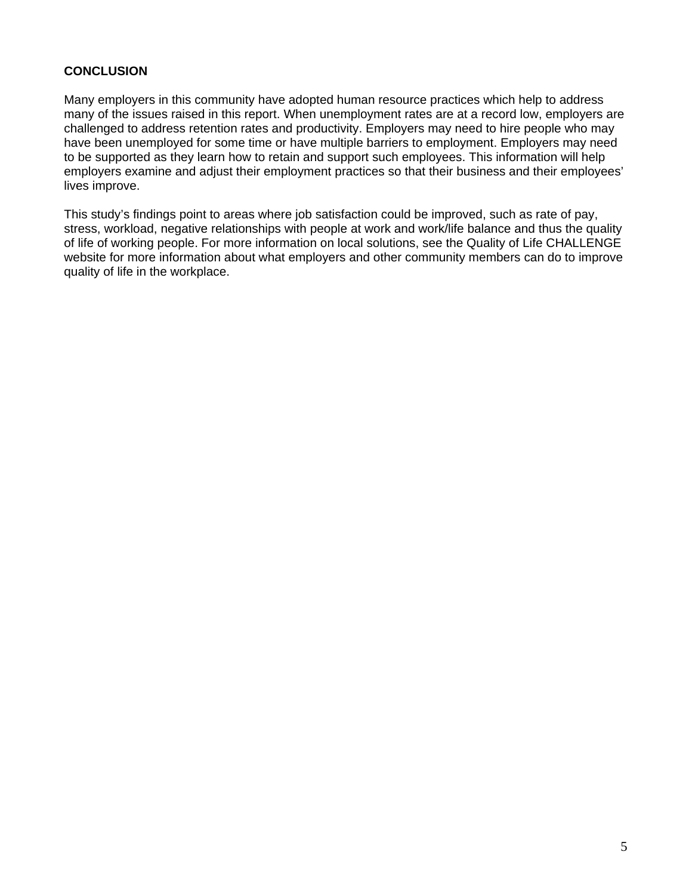**CONCLUSION**

Many employers in this community have adopted human resource practices which help to address many of the issues raised in this report. When unemployment rates are at a record low, employers are challenged to address retention rates and productivity. Employers may need to hire people who may have been unemployed for some time or have multiple barriers to employment. Employers may need to be supported as they learn how to retain and support such employees. This information will help employers examine and adjust their employment practices so that their business and their employees' lives improve.

This study's findings point to areas where job satisfaction could be improved, such as rate of pay, stress, workload, negative relationships with people at work and work/life balance and thus the quality of life of working people. For more information on local solutions, see the Quality of Life CHALLENGE website for more information about what employers and other community members can do to improve quality of life in the workplace.